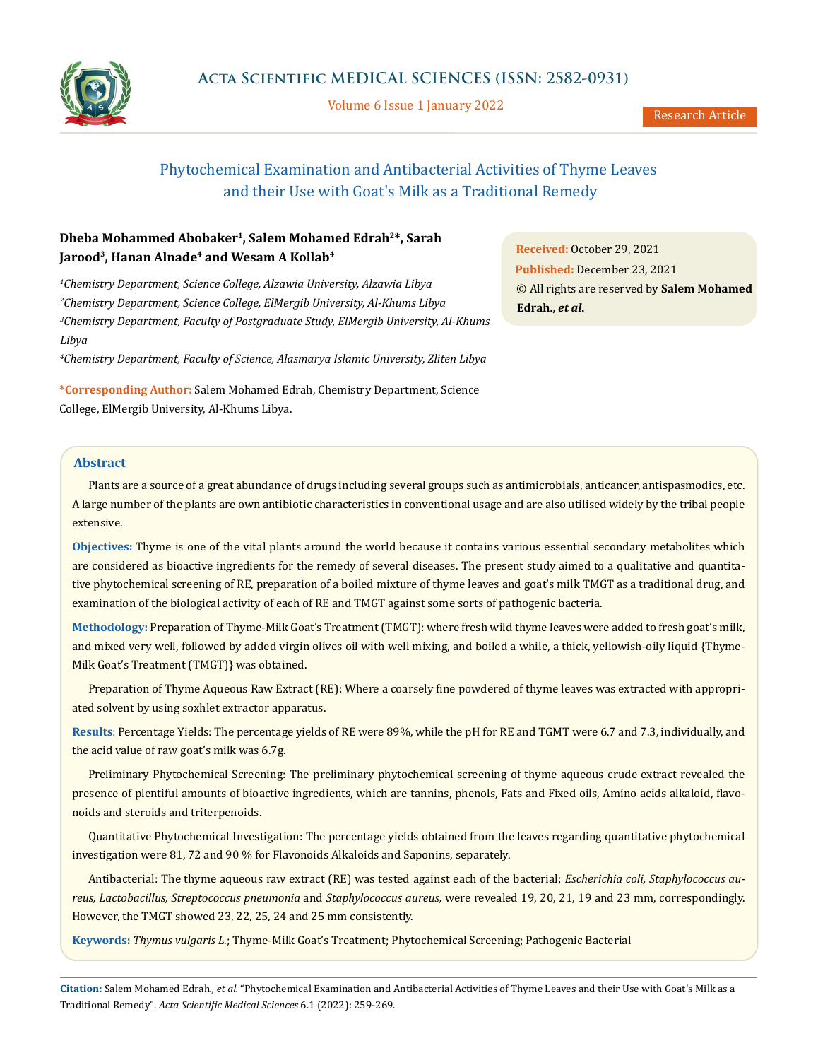Research Article

# Phytochemical Examination and Antibacterial Activities of Thyme Leaves and their Use with Goat's Milk as a Traditional Remedy

**Dheba Mohammed Abobaker[1], Salem Mohamed Edrah[2]*, Sarah Jarood[3], Hanan Alnade[4] and Wesam A Kollab[4]**

*[1]Chemistry Department, Science College, Alzawia University, Alzawia Libya*

*[2]Chemistry Department, Science College, ElMergib University, Al-Khums Libya*

*[3]Chemistry Department, Faculty of Postgraduate Study, ElMergib University, Al-Khums Libya*

*[4]Chemistry Department, Faculty of Science, Alasmarya Islamic University, Zliten Libya*

**\*Corresponding Author:** Salem Mohamed Edrah, Chemistry Department, Science College, ElMergib University, Al-Khums Libya.

**Received:** October 29, 2021
**Published:** December 23, 2021
© All rights are reserved by **Salem Mohamed Edrah., *et al.***

## Abstract

Plants are a source of a great abundance of drugs including several groups such as antimicrobials, anticancer, antispasmodics, etc. A large number of the plants are own antibiotic characteristics in conventional usage and are also utilised widely by the tribal people extensive.

**Objectives:** Thyme is one of the vital plants around the world because it contains various essential secondary metabolites which are considered as bioactive ingredients for the remedy of several diseases. The present study aimed to a qualitative and quantitative phytochemical screening of RE, preparation of a boiled mixture of thyme leaves and goat's milk TMGT as a traditional drug, and examination of the biological activity of each of RE and TMGT against some sorts of pathogenic bacteria.

**Methodology:** Preparation of Thyme-Milk Goat's Treatment (TMGT): where fresh wild thyme leaves were added to fresh goat's milk, and mixed very well, followed by added virgin olives oil with well mixing, and boiled a while, a thick, yellowish-oily liquid {Thyme-Milk Goat's Treatment (TMGT)} was obtained.

Preparation of Thyme Aqueous Raw Extract (RE): Where a coarsely fine powdered of thyme leaves was extracted with appropriated solvent by using soxhlet extractor apparatus.

**Results**: Percentage Yields: The percentage yields of RE were 89%, while the pH for RE and TGMT were 6.7 and 7.3, individually, and the acid value of raw goat's milk was 6.7g.

Preliminary Phytochemical Screening: The preliminary phytochemical screening of thyme aqueous crude extract revealed the presence of plentiful amounts of bioactive ingredients, which are tannins, phenols, Fats and Fixed oils, Amino acids alkaloid, flavonoids and steroids and triterpenoids.

Quantitative Phytochemical Investigation: The percentage yields obtained from the leaves regarding quantitative phytochemical investigation were 81, 72 and 90 % for Flavonoids Alkaloids and Saponins, separately.

Antibacterial: The thyme aqueous raw extract (RE) was tested against each of the bacterial; *Escherichia coli, Staphylococcus aureus, Lactobacillus, Streptococcus pneumonia* and *Staphylococcus aureus,* were revealed 19, 20, 21, 19 and 23 mm, correspondingly. However, the TMGT showed 23, 22, 25, 24 and 25 mm consistently.

**Keywords:** *Thymus vulgaris L.*; Thyme-Milk Goat's Treatment; Phytochemical Screening; Pathogenic Bacterial

**Citation:** Salem Mohamed Edrah., *et al.* "Phytochemical Examination and Antibacterial Activities of Thyme Leaves and their Use with Goat's Milk as a Traditional Remedy". *Acta Scientific Medical Sciences* 6.1 (2022): 259-269.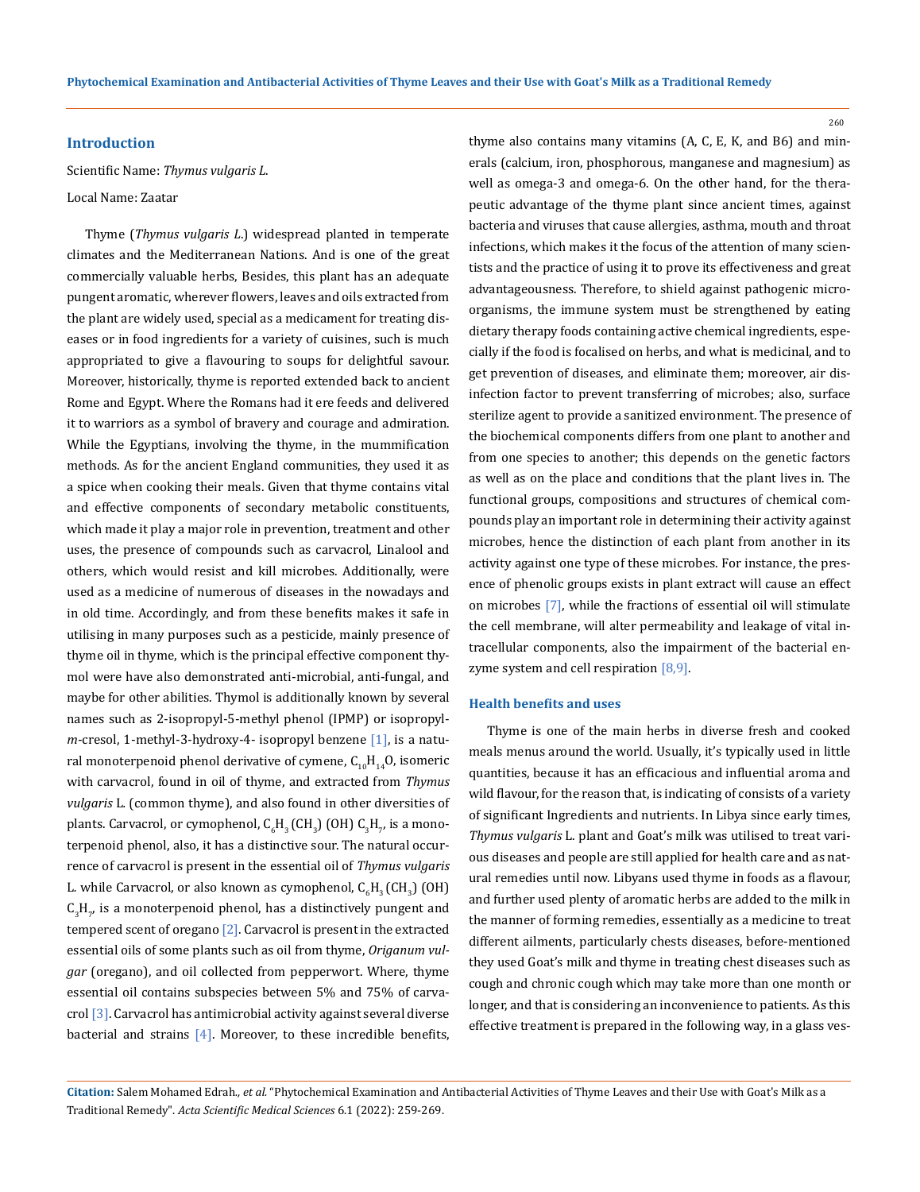## Introduction

Scientific Name: *Thymus vulgaris L.*

Local Name: Zaatar

Thyme (*Thymus vulgaris L.*) widespread planted in temperate climates and the Mediterranean Nations. And is one of the great commercially valuable herbs, Besides, this plant has an adequate pungent aromatic, wherever flowers, leaves and oils extracted from the plant are widely used, special as a medicament for treating diseases or in food ingredients for a variety of cuisines, such is much appropriated to give a flavouring to soups for delightful savour. Moreover, historically, thyme is reported extended back to ancient Rome and Egypt. Where the Romans had it ere feeds and delivered it to warriors as a symbol of bravery and courage and admiration. While the Egyptians, involving the thyme, in the mummification methods. As for the ancient England communities, they used it as a spice when cooking their meals. Given that thyme contains vital and effective components of secondary metabolic constituents, which made it play a major role in prevention, treatment and other uses, the presence of compounds such as carvacrol, Linalool and others, which would resist and kill microbes. Additionally, were used as a medicine of numerous of diseases in the nowadays and in old time. Accordingly, and from these benefits makes it safe in utilising in many purposes such as a pesticide, mainly presence of thyme oil in thyme, which is the principal effective component thymol were have also demonstrated anti-microbial, anti-fungal, and maybe for other abilities. Thymol is additionally known by several names such as 2-isopropyl-5-methyl phenol (IPMP) or isopropyl-*m*-cresol, 1-methyl-3-hydroxy-4- isopropyl benzene [1], is a natural monoterpenoid phenol derivative of cymene, $C_{10}H_{14}O$, isomeric with carvacrol, found in oil of thyme, and extracted from *Thymus vulgaris* L. (common thyme), and also found in other diversities of plants. Carvacrol, or cymophenol, $C_6H_3(CH_3)(OH)C_3H_7$, is a monoterpenoid phenol, also, it has a distinctive sour. The natural occurrence of carvacrol is present in the essential oil of *Thymus vulgaris* L. while Carvacrol, or also known as cymophenol, $C_6H_3(CH_3)(OH)C_3H_7$, is a monoterpenoid phenol, has a distinctively pungent and tempered scent of oregano [2]. Carvacrol is present in the extracted essential oils of some plants such as oil from thyme, *Origanum vulgar* (oregano), and oil collected from pepperwort. Where, thyme essential oil contains subspecies between 5% and 75% of carvacrol [3]. Carvacrol has antimicrobial activity against several diverse bacterial and strains [4]. Moreover, to these incredible benefits, thyme also contains many vitamins (A, C, E, K, and B6) and minerals (calcium, iron, phosphorous, manganese and magnesium) as well as omega-3 and omega-6. On the other hand, for the therapeutic advantage of the thyme plant since ancient times, against bacteria and viruses that cause allergies, asthma, mouth and throat infections, which makes it the focus of the attention of many scientists and the practice of using it to prove its effectiveness and great advantageousness. Therefore, to shield against pathogenic microorganisms, the immune system must be strengthened by eating dietary therapy foods containing active chemical ingredients, especially if the food is focalised on herbs, and what is medicinal, and to get prevention of diseases, and eliminate them; moreover, air disinfection factor to prevent transferring of microbes; also, surface sterilize agent to provide a sanitized environment. The presence of the biochemical components differs from one plant to another and from one species to another; this depends on the genetic factors as well as on the place and conditions that the plant lives in. The functional groups, compositions and structures of chemical compounds play an important role in determining their activity against microbes, hence the distinction of each plant from another in its activity against one type of these microbes. For instance, the presence of phenolic groups exists in plant extract will cause an effect on microbes [7], while the fractions of essential oil will stimulate the cell membrane, will alter permeability and leakage of vital intracellular components, also the impairment of the bacterial enzyme system and cell respiration [8,9].

### Health benefits and uses

Thyme is one of the main herbs in diverse fresh and cooked meals menus around the world. Usually, it's typically used in little quantities, because it has an efficacious and influential aroma and wild flavour, for the reason that, is indicating of consists of a variety of significant Ingredients and nutrients. In Libya since early times, *Thymus vulgaris* L. plant and Goat's milk was utilised to treat various diseases and people are still applied for health care and as natural remedies until now. Libyans used thyme in foods as a flavour, and further used plenty of aromatic herbs are added to the milk in the manner of forming remedies, essentially as a medicine to treat different ailments, particularly chests diseases, before-mentioned they used Goat's milk and thyme in treating chest diseases such as cough and chronic cough which may take more than one month or longer, and that is considering an inconvenience to patients. As this effective treatment is prepared in the following way, in a glass ves-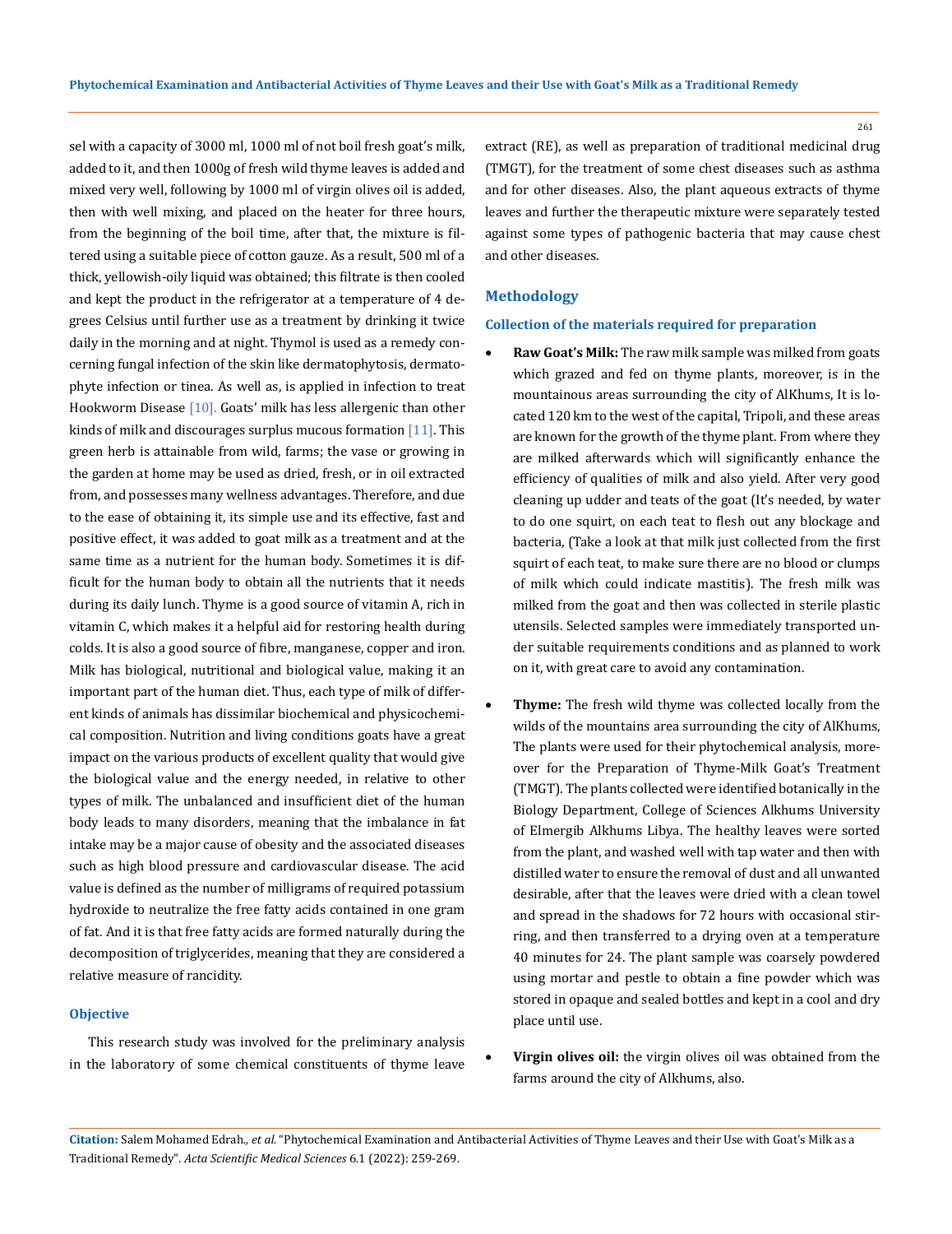sel with a capacity of 3000 ml, 1000 ml of not boil fresh goat's milk, added to it, and then 1000g of fresh wild thyme leaves is added and mixed very well, following by 1000 ml of virgin olives oil is added, then with well mixing, and placed on the heater for three hours, from the beginning of the boil time, after that, the mixture is filtered using a suitable piece of cotton gauze. As a result, 500 ml of a thick, yellowish-oily liquid was obtained; this filtrate is then cooled and kept the product in the refrigerator at a temperature of 4 degrees Celsius until further use as a treatment by drinking it twice daily in the morning and at night. Thymol is used as a remedy concerning fungal infection of the skin like dermatophytosis, dermatophyte infection or tinea. As well as, is applied in infection to treat Hookworm Disease [10]. Goats' milk has less allergenic than other kinds of milk and discourages surplus mucous formation [11]. This green herb is attainable from wild, farms; the vase or growing in the garden at home may be used as dried, fresh, or in oil extracted from, and possesses many wellness advantages. Therefore, and due to the ease of obtaining it, its simple use and its effective, fast and positive effect, it was added to goat milk as a treatment and at the same time as a nutrient for the human body. Sometimes it is difficult for the human body to obtain all the nutrients that it needs during its daily lunch. Thyme is a good source of vitamin A, rich in vitamin C, which makes it a helpful aid for restoring health during colds. It is also a good source of fibre, manganese, copper and iron. Milk has biological, nutritional and biological value, making it an important part of the human diet. Thus, each type of milk of different kinds of animals has dissimilar biochemical and physicochemical composition. Nutrition and living conditions goats have a great impact on the various products of excellent quality that would give the biological value and the energy needed, in relative to other types of milk. The unbalanced and insufficient diet of the human body leads to many disorders, meaning that the imbalance in fat intake may be a major cause of obesity and the associated diseases such as high blood pressure and cardiovascular disease. The acid value is defined as the number of milligrams of required potassium hydroxide to neutralize the free fatty acids contained in one gram of fat. And it is that free fatty acids are formed naturally during the decomposition of triglycerides, meaning that they are considered a relative measure of rancidity.

## Objective

This research study was involved for the preliminary analysis in the laboratory of some chemical constituents of thyme leave extract (RE), as well as preparation of traditional medicinal drug (TMGT), for the treatment of some chest diseases such as asthma and for other diseases. Also, the plant aqueous extracts of thyme leaves and further the therapeutic mixture were separately tested against some types of pathogenic bacteria that may cause chest and other diseases.

## Methodology

### Collection of the materials required for preparation

- **Raw Goat's Milk:** The raw milk sample was milked from goats which grazed and fed on thyme plants, moreover, is in the mountainous areas surrounding the city of AlKhums, It is located 120 km to the west of the capital, Tripoli, and these areas are known for the growth of the thyme plant. From where they are milked afterwards which will significantly enhance the efficiency of qualities of milk and also yield. After very good cleaning up udder and teats of the goat (It's needed, by water to do one squirt, on each teat to flesh out any blockage and bacteria, (Take a look at that milk just collected from the first squirt of each teat, to make sure there are no blood or clumps of milk which could indicate mastitis). The fresh milk was milked from the goat and then was collected in sterile plastic utensils. Selected samples were immediately transported under suitable requirements conditions and as planned to work on it, with great care to avoid any contamination.

- **Thyme:** The fresh wild thyme was collected locally from the wilds of the mountains area surrounding the city of AlKhums, The plants were used for their phytochemical analysis, moreover for the Preparation of Thyme-Milk Goat's Treatment (TMGT). The plants collected were identified botanically in the Biology Department, College of Sciences Alkhums University of Elmergib Alkhums Libya. The healthy leaves were sorted from the plant, and washed well with tap water and then with distilled water to ensure the removal of dust and all unwanted desirable, after that the leaves were dried with a clean towel and spread in the shadows for 72 hours with occasional stirring, and then transferred to a drying oven at a temperature 40 minutes for 24. The plant sample was coarsely powdered using mortar and pestle to obtain a fine powder which was stored in opaque and sealed bottles and kept in a cool and dry place until use.

- **Virgin olives oil:** the virgin olives oil was obtained from the farms around the city of Alkhums, also.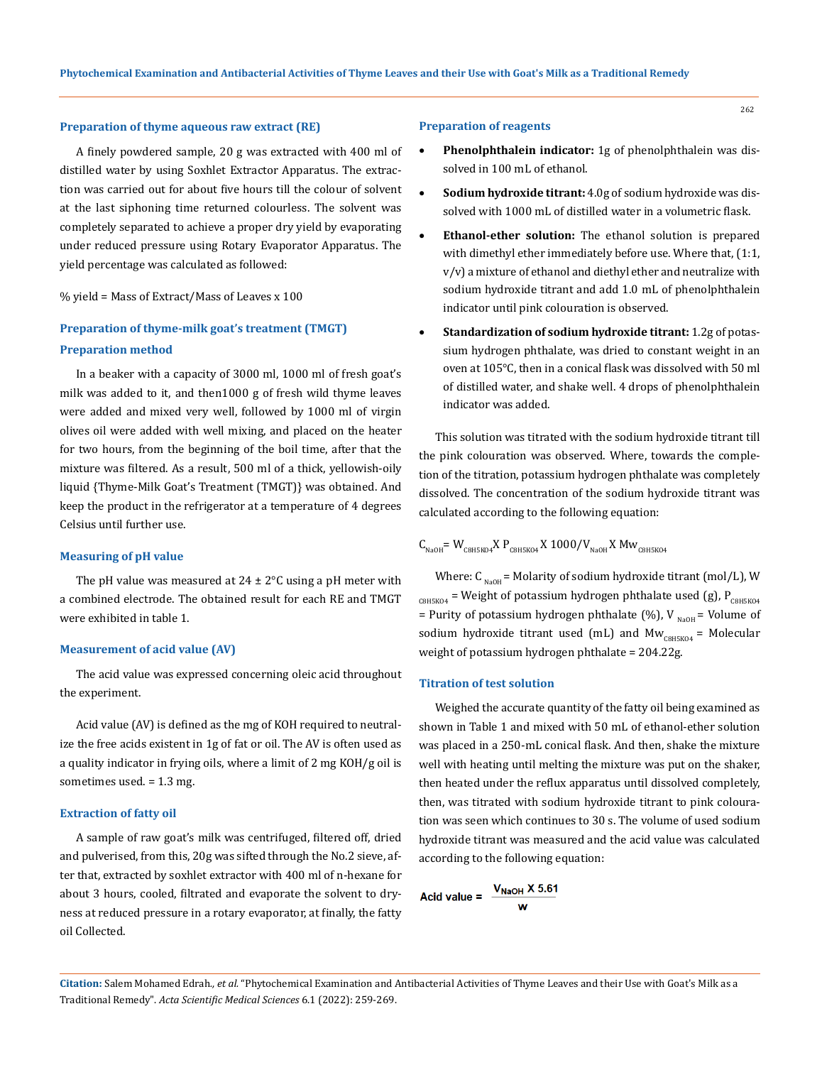### Preparation of thyme aqueous raw extract (RE)

A finely powdered sample, 20 g was extracted with 400 ml of distilled water by using Soxhlet Extractor Apparatus. The extraction was carried out for about five hours till the colour of solvent at the last siphoning time returned colourless. The solvent was completely separated to achieve a proper dry yield by evaporating under reduced pressure using Rotary Evaporator Apparatus. The yield percentage was calculated as followed:

% yield = Mass of Extract/Mass of Leaves x 100

### Preparation of thyme-milk goat's treatment (TMGT)

### Preparation method

In a beaker with a capacity of 3000 ml, 1000 ml of fresh goat's milk was added to it, and then1000 g of fresh wild thyme leaves were added and mixed very well, followed by 1000 ml of virgin olives oil were added with well mixing, and placed on the heater for two hours, from the beginning of the boil time, after that the mixture was filtered. As a result, 500 ml of a thick, yellowish-oily liquid {Thyme-Milk Goat's Treatment (TMGT)} was obtained. And keep the product in the refrigerator at a temperature of 4 degrees Celsius until further use.

### Measuring of pH value

The pH value was measured at 24 ± 2°C using a pH meter with a combined electrode. The obtained result for each RE and TMGT were exhibited in table 1.

### Measurement of acid value (AV)

The acid value was expressed concerning oleic acid throughout the experiment.

Acid value (AV) is defined as the mg of KOH required to neutralize the free acids existent in 1g of fat or oil. The AV is often used as a quality indicator in frying oils, where a limit of 2 mg KOH/g oil is sometimes used. = 1.3 mg.

### Extraction of fatty oil

A sample of raw goat's milk was centrifuged, filtered off, dried and pulverised, from this, 20g was sifted through the No.2 sieve, after that, extracted by soxhlet extractor with 400 ml of n-hexane for about 3 hours, cooled, filtrated and evaporate the solvent to dryness at reduced pressure in a rotary evaporator, at finally, the fatty oil Collected.

### Preparation of reagents

- **Phenolphthalein indicator:** 1g of phenolphthalein was dissolved in 100 mL of ethanol.
- **Sodium hydroxide titrant:** 4.0g of sodium hydroxide was dissolved with 1000 mL of distilled water in a volumetric flask.
- **Ethanol-ether solution:** The ethanol solution is prepared with dimethyl ether immediately before use. Where that, (1:1, v/v) a mixture of ethanol and diethyl ether and neutralize with sodium hydroxide titrant and add 1.0 mL of phenolphthalein indicator until pink colouration is observed.
- **Standardization of sodium hydroxide titrant:** 1.2g of potassium hydrogen phthalate, was dried to constant weight in an oven at 105°C, then in a conical flask was dissolved with 50 ml of distilled water, and shake well. 4 drops of phenolphthalein indicator was added.

This solution was titrated with the sodium hydroxide titrant till the pink colouration was observed. Where, towards the completion of the titration, potassium hydrogen phthalate was completely dissolved. The concentration of the sodium hydroxide titrant was calculated according to the following equation:

$$C_{NaOH} = W_{C8H5KO4} \times P_{C8H5KO4} \times 1000 / V_{NaOH} \times Mw_{C8H5KO4}$$

Where: $C_{NaOH}$ = Molarity of sodium hydroxide titrant (mol/L), $W_{C8H5KO4}$ = Weight of potassium hydrogen phthalate used (g), $P_{C8H5KO4}$ = Purity of potassium hydrogen phthalate (%), $V_{NaOH}$ = Volume of sodium hydroxide titrant used (mL) and $Mw_{C8H5KO4}$ = Molecular weight of potassium hydrogen phthalate = 204.22g.

### Titration of test solution

Weighed the accurate quantity of the fatty oil being examined as shown in Table 1 and mixed with 50 mL of ethanol-ether solution was placed in a 250-mL conical flask. And then, shake the mixture well with heating until melting the mixture was put on the shaker, then heated under the reflux apparatus until dissolved completely, then, was titrated with sodium hydroxide titrant to pink colouration was seen which continues to 30 s. The volume of used sodium hydroxide titrant was measured and the acid value was calculated according to the following equation:

$$\text{Acid value} = \frac{V_{NaOH} \times 5.61}{w}$$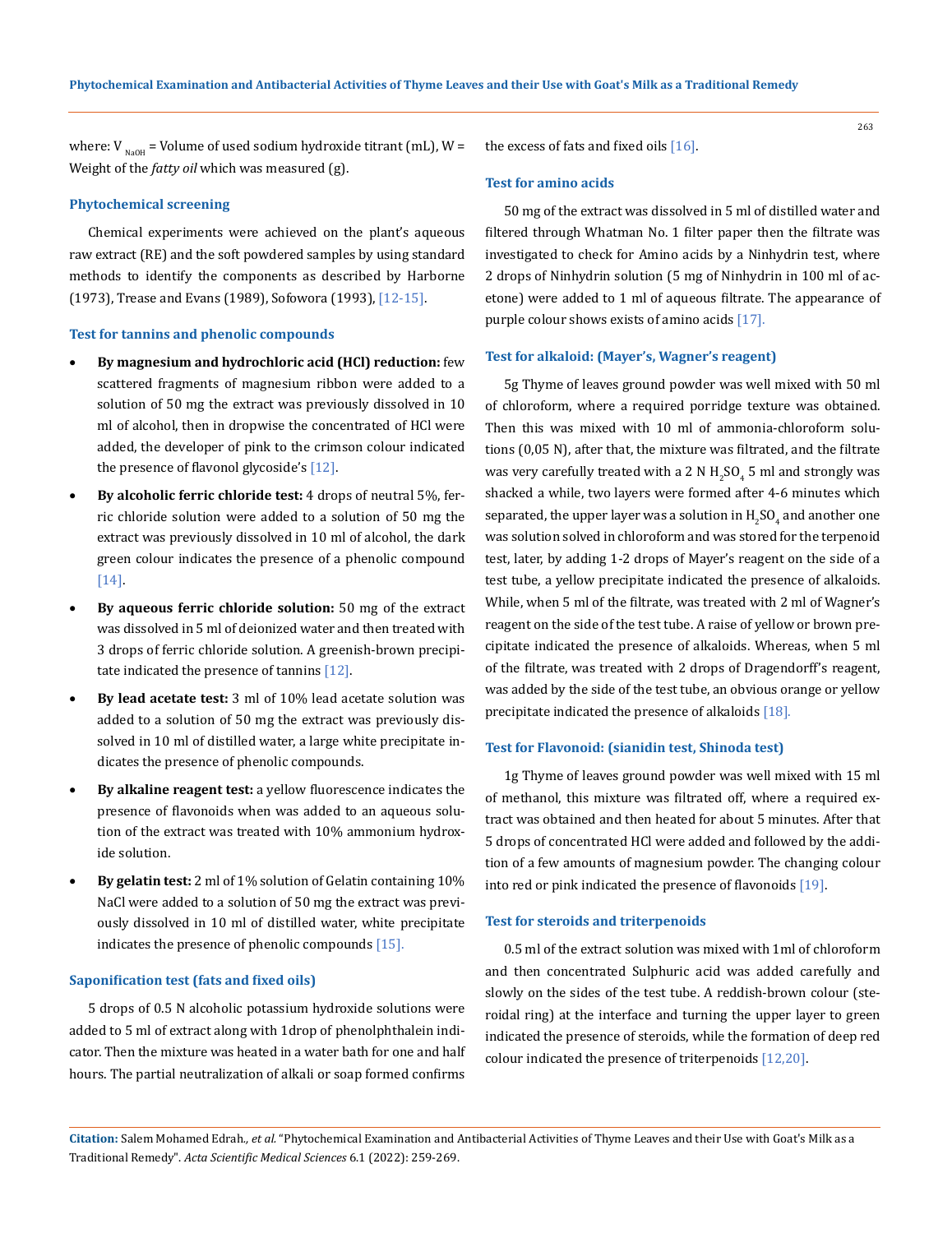where: $V_{NaOH}$ = Volume of used sodium hydroxide titrant (mL), W = Weight of the *fatty oil* which was measured (g).

### Phytochemical screening

Chemical experiments were achieved on the plant's aqueous raw extract (RE) and the soft powdered samples by using standard methods to identify the components as described by Harborne (1973), Trease and Evans (1989), Sofowora (1993), [12-15].

### Test for tannins and phenolic compounds

- **By magnesium and hydrochloric acid (HCl) reduction:** few scattered fragments of magnesium ribbon were added to a solution of 50 mg the extract was previously dissolved in 10 ml of alcohol, then in dropwise the concentrated of HCl were added, the developer of pink to the crimson colour indicated the presence of flavonol glycoside's [12].
- **By alcoholic ferric chloride test:** 4 drops of neutral 5%, ferric chloride solution were added to a solution of 50 mg the extract was previously dissolved in 10 ml of alcohol, the dark green colour indicates the presence of a phenolic compound [14].
- **By aqueous ferric chloride solution:** 50 mg of the extract was dissolved in 5 ml of deionized water and then treated with 3 drops of ferric chloride solution. A greenish-brown precipitate indicated the presence of tannins [12].
- **By lead acetate test:** 3 ml of 10% lead acetate solution was added to a solution of 50 mg the extract was previously dissolved in 10 ml of distilled water, a large white precipitate indicates the presence of phenolic compounds.
- **By alkaline reagent test:** a yellow fluorescence indicates the presence of flavonoids when was added to an aqueous solution of the extract was treated with 10% ammonium hydroxide solution.
- **By gelatin test:** 2 ml of 1% solution of Gelatin containing 10% NaCl were added to a solution of 50 mg the extract was previously dissolved in 10 ml of distilled water, white precipitate indicates the presence of phenolic compounds [15].

### Saponification test (fats and fixed oils)

5 drops of 0.5 N alcoholic potassium hydroxide solutions were added to 5 ml of extract along with 1drop of phenolphthalein indicator. Then the mixture was heated in a water bath for one and half hours. The partial neutralization of alkali or soap formed confirms the excess of fats and fixed oils [16].

### Test for amino acids

50 mg of the extract was dissolved in 5 ml of distilled water and filtered through Whatman No. 1 filter paper then the filtrate was investigated to check for Amino acids by a Ninhydrin test, where 2 drops of Ninhydrin solution (5 mg of Ninhydrin in 100 ml of acetone) were added to 1 ml of aqueous filtrate. The appearance of purple colour shows exists of amino acids [17].

### Test for alkaloid: (Mayer's, Wagner's reagent)

5g Thyme of leaves ground powder was well mixed with 50 ml of chloroform, where a required porridge texture was obtained. Then this was mixed with 10 ml of ammonia-chloroform solutions (0,05 N), after that, the mixture was filtrated, and the filtrate was very carefully treated with a 2 N $H_2SO_4$ 5 ml and strongly was shacked a while, two layers were formed after 4-6 minutes which separated, the upper layer was a solution in $H_2SO_4$ and another one was solution solved in chloroform and was stored for the terpenoid test, later, by adding 1-2 drops of Mayer's reagent on the side of a test tube, a yellow precipitate indicated the presence of alkaloids. While, when 5 ml of the filtrate, was treated with 2 ml of Wagner's reagent on the side of the test tube. A raise of yellow or brown precipitate indicated the presence of alkaloids. Whereas, when 5 ml of the filtrate, was treated with 2 drops of Dragendorff's reagent, was added by the side of the test tube, an obvious orange or yellow precipitate indicated the presence of alkaloids [18].

### Test for Flavonoid: (sianidin test, Shinoda test)

1g Thyme of leaves ground powder was well mixed with 15 ml of methanol, this mixture was filtrated off, where a required extract was obtained and then heated for about 5 minutes. After that 5 drops of concentrated HCl were added and followed by the addition of a few amounts of magnesium powder. The changing colour into red or pink indicated the presence of flavonoids [19].

### Test for steroids and triterpenoids

0.5 ml of the extract solution was mixed with 1ml of chloroform and then concentrated Sulphuric acid was added carefully and slowly on the sides of the test tube. A reddish-brown colour (steroidal ring) at the interface and turning the upper layer to green indicated the presence of steroids, while the formation of deep red colour indicated the presence of triterpenoids [12,20].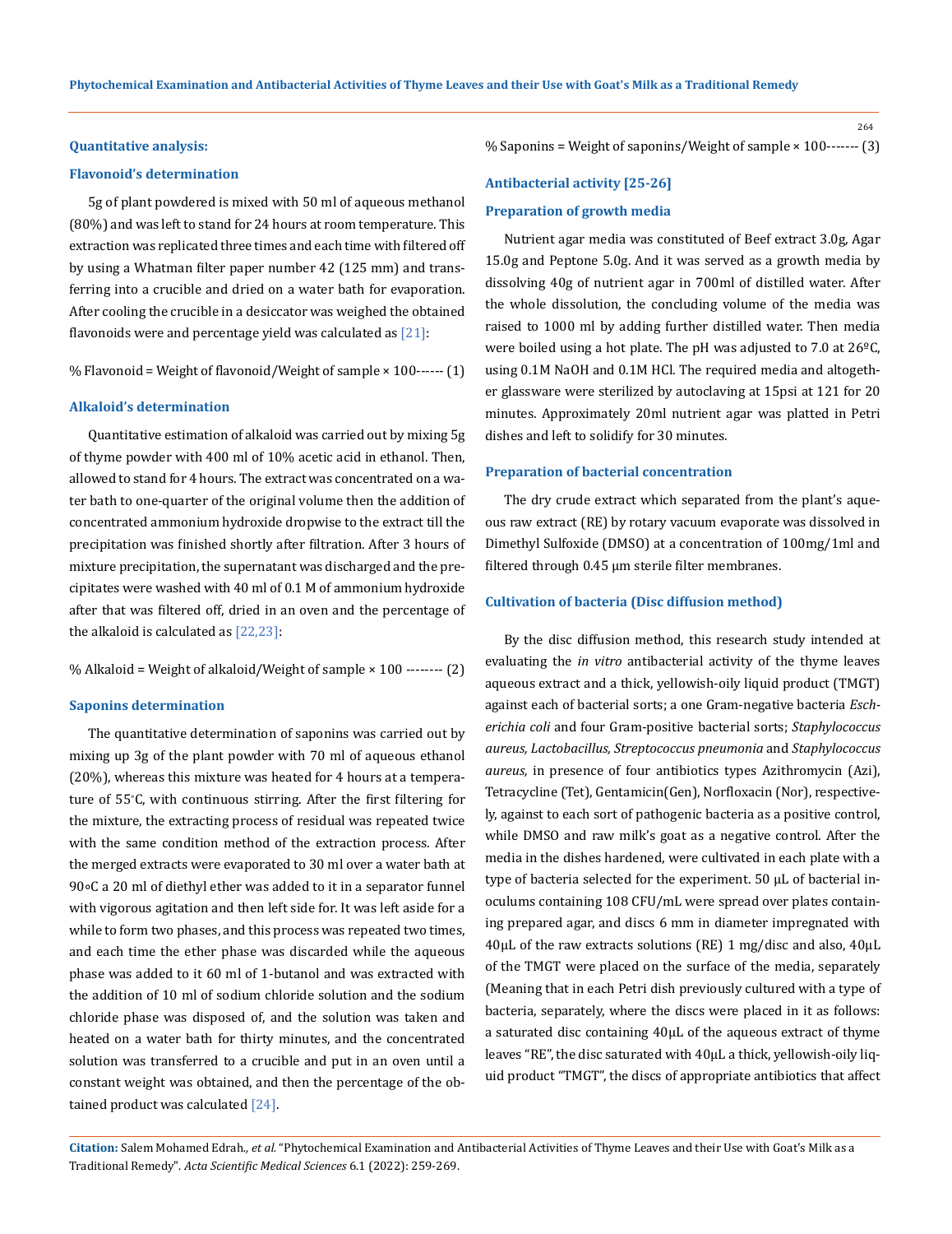#### Quantitative analysis:

#### Flavonoid's determination

5g of plant powdered is mixed with 50 ml of aqueous methanol (80%) and was left to stand for 24 hours at room temperature. This extraction was replicated three times and each time with filtered off by using a Whatman filter paper number 42 (125 mm) and transferring into a crucible and dried on a water bath for evaporation. After cooling the crucible in a desiccator was weighed the obtained flavonoids were and percentage yield was calculated as [21]:

% Flavonoid = Weight of flavonoid/Weight of sample × 100------ (1)

#### Alkaloid's determination

Quantitative estimation of alkaloid was carried out by mixing 5g of thyme powder with 400 ml of 10% acetic acid in ethanol. Then, allowed to stand for 4 hours. The extract was concentrated on a water bath to one-quarter of the original volume then the addition of concentrated ammonium hydroxide dropwise to the extract till the precipitation was finished shortly after filtration. After 3 hours of mixture precipitation, the supernatant was discharged and the precipitates were washed with 40 ml of 0.1 M of ammonium hydroxide after that was filtered off, dried in an oven and the percentage of the alkaloid is calculated as [22,23]:

% Alkaloid = Weight of alkaloid/Weight of sample × 100 -------- (2)

#### Saponins determination

The quantitative determination of saponins was carried out by mixing up 3g of the plant powder with 70 ml of aqueous ethanol (20%), whereas this mixture was heated for 4 hours at a temperature of 55°C, with continuous stirring. After the first filtering for the mixture, the extracting process of residual was repeated twice with the same condition method of the extraction process. After the merged extracts were evaporated to 30 ml over a water bath at 90∘C a 20 ml of diethyl ether was added to it in a separator funnel with vigorous agitation and then left side for. It was left aside for a while to form two phases, and this process was repeated two times, and each time the ether phase was discarded while the aqueous phase was added to it 60 ml of 1-butanol and was extracted with the addition of 10 ml of sodium chloride solution and the sodium chloride phase was disposed of, and the solution was taken and heated on a water bath for thirty minutes, and the concentrated solution was transferred to a crucible and put in an oven until a constant weight was obtained, and then the percentage of the obtained product was calculated [24].

% Saponins = Weight of saponins/Weight of sample × 100------- (3)

#### Antibacterial activity [25-26]

#### Preparation of growth media

Nutrient agar media was constituted of Beef extract 3.0g, Agar 15.0g and Peptone 5.0g. And it was served as a growth media by dissolving 40g of nutrient agar in 700ml of distilled water. After the whole dissolution, the concluding volume of the media was raised to 1000 ml by adding further distilled water. Then media were boiled using a hot plate. The pH was adjusted to 7.0 at 26ºC, using 0.1M NaOH and 0.1M HCl. The required media and altogether glassware were sterilized by autoclaving at 15psi at 121 for 20 minutes. Approximately 20ml nutrient agar was platted in Petri dishes and left to solidify for 30 minutes.

#### Preparation of bacterial concentration

The dry crude extract which separated from the plant's aqueous raw extract (RE) by rotary vacuum evaporate was dissolved in Dimethyl Sulfoxide (DMSO) at a concentration of 100mg/1ml and filtered through 0.45 μm sterile filter membranes.

#### Cultivation of bacteria (Disc diffusion method)

By the disc diffusion method, this research study intended at evaluating the *in vitro* antibacterial activity of the thyme leaves aqueous extract and a thick, yellowish-oily liquid product (TMGT) against each of bacterial sorts; a one Gram-negative bacteria *Escherichia coli* and four Gram-positive bacterial sorts; *Staphylococcus aureus, Lactobacillus, Streptococcus pneumonia* and *Staphylococcus aureus,* in presence of four antibiotics types Azithromycin (Azi), Tetracycline (Tet), Gentamicin(Gen), Norfloxacin (Nor), respectively, against to each sort of pathogenic bacteria as a positive control, while DMSO and raw milk's goat as a negative control. After the media in the dishes hardened, were cultivated in each plate with a type of bacteria selected for the experiment. 50 μL of bacterial inoculums containing 108 CFU/mL were spread over plates containing prepared agar, and discs 6 mm in diameter impregnated with 40μL of the raw extracts solutions (RE) 1 mg/disc and also, 40μL of the TMGT were placed on the surface of the media, separately (Meaning that in each Petri dish previously cultured with a type of bacteria, separately, where the discs were placed in it as follows: a saturated disc containing 40μL of the aqueous extract of thyme leaves "RE", the disc saturated with 40μL a thick, yellowish-oily liquid product "TMGT", the discs of appropriate antibiotics that affect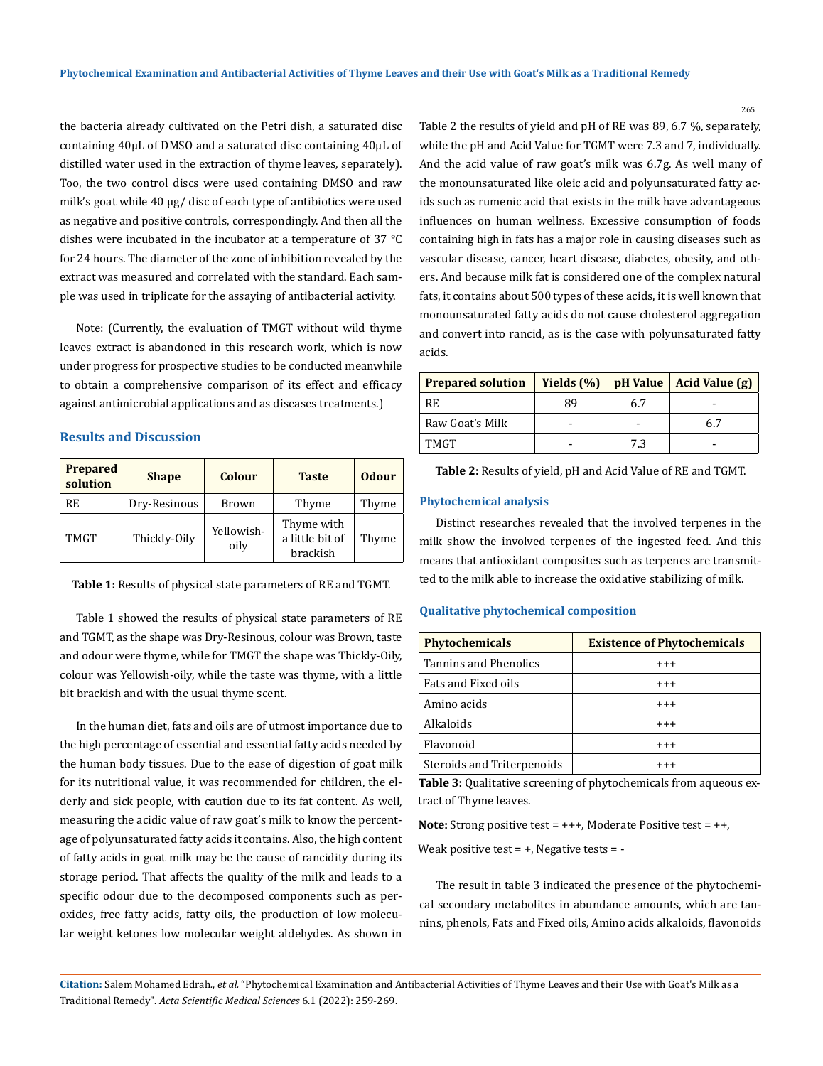the bacteria already cultivated on the Petri dish, a saturated disc containing 40μL of DMSO and a saturated disc containing 40μL of distilled water used in the extraction of thyme leaves, separately). Too, the two control discs were used containing DMSO and raw milk's goat while 40 μg/ disc of each type of antibiotics were used as negative and positive controls, correspondingly. And then all the dishes were incubated in the incubator at a temperature of 37 °C for 24 hours. The diameter of the zone of inhibition revealed by the extract was measured and correlated with the standard. Each sample was used in triplicate for the assaying of antibacterial activity.

Note: (Currently, the evaluation of TMGT without wild thyme leaves extract is abandoned in this research work, which is now under progress for prospective studies to be conducted meanwhile to obtain a comprehensive comparison of its effect and efficacy against antimicrobial applications and as diseases treatments.)

## Results and Discussion

| Prepared solution | Shape | Colour | Taste | Odour |
|---|---|---|---|---|
| RE | Dry-Resinous | Brown | Thyme | Thyme |
| TMGT | Thickly-Oily | Yellowish-oily | Thyme with a little bit of brackish | Thyme |

**Table 1:** Results of physical state parameters of RE and TGMT.

Table 1 showed the results of physical state parameters of RE and TGMT, as the shape was Dry-Resinous, colour was Brown, taste and odour were thyme, while for TMGT the shape was Thickly-Oily, colour was Yellowish-oily, while the taste was thyme, with a little bit brackish and with the usual thyme scent.

In the human diet, fats and oils are of utmost importance due to the high percentage of essential and essential fatty acids needed by the human body tissues. Due to the ease of digestion of goat milk for its nutritional value, it was recommended for children, the elderly and sick people, with caution due to its fat content. As well, measuring the acidic value of raw goat's milk to know the percentage of polyunsaturated fatty acids it contains. Also, the high content of fatty acids in goat milk may be the cause of rancidity during its storage period. That affects the quality of the milk and leads to a specific odour due to the decomposed components such as peroxides, free fatty acids, fatty oils, the production of low molecular weight ketones low molecular weight aldehydes. As shown in Table 2 the results of yield and pH of RE was 89, 6.7 %, separately, while the pH and Acid Value for TGMT were 7.3 and 7, individually. And the acid value of raw goat's milk was 6.7g. As well many of the monounsaturated like oleic acid and polyunsaturated fatty acids such as rumenic acid that exists in the milk have advantageous influences on human wellness. Excessive consumption of foods containing high in fats has a major role in causing diseases such as vascular disease, cancer, heart disease, diabetes, obesity, and others. And because milk fat is considered one of the complex natural fats, it contains about 500 types of these acids, it is well known that monounsaturated fatty acids do not cause cholesterol aggregation and convert into rancid, as is the case with polyunsaturated fatty acids.

| Prepared solution | Yields (%) | pH Value | Acid Value (g) |
|---|---|---|---|
| RE | 89 | 6.7 | - |
| Raw Goat's Milk | - | - | 6.7 |
| TMGT | - | 7.3 | - |

**Table 2:** Results of yield, pH and Acid Value of RE and TGMT.

### Phytochemical analysis

Distinct researches revealed that the involved terpenes in the milk show the involved terpenes of the ingested feed. And this means that antioxidant composites such as terpenes are transmitted to the milk able to increase the oxidative stabilizing of milk.

### Qualitative phytochemical composition

| Phytochemicals | Existence of Phytochemicals |
|---|---|
| Tannins and Phenolics | +++ |
| Fats and Fixed oils | +++ |
| Amino acids | +++ |
| Alkaloids | +++ |
| Flavonoid | +++ |
| Steroids and Triterpenoids | +++ |

**Table 3:** Qualitative screening of phytochemicals from aqueous extract of Thyme leaves.

**Note:** Strong positive test = +++, Moderate Positive test = ++,

Weak positive test = +, Negative tests = -

The result in table 3 indicated the presence of the phytochemical secondary metabolites in abundance amounts, which are tannins, phenols, Fats and Fixed oils, Amino acids alkaloids, flavonoids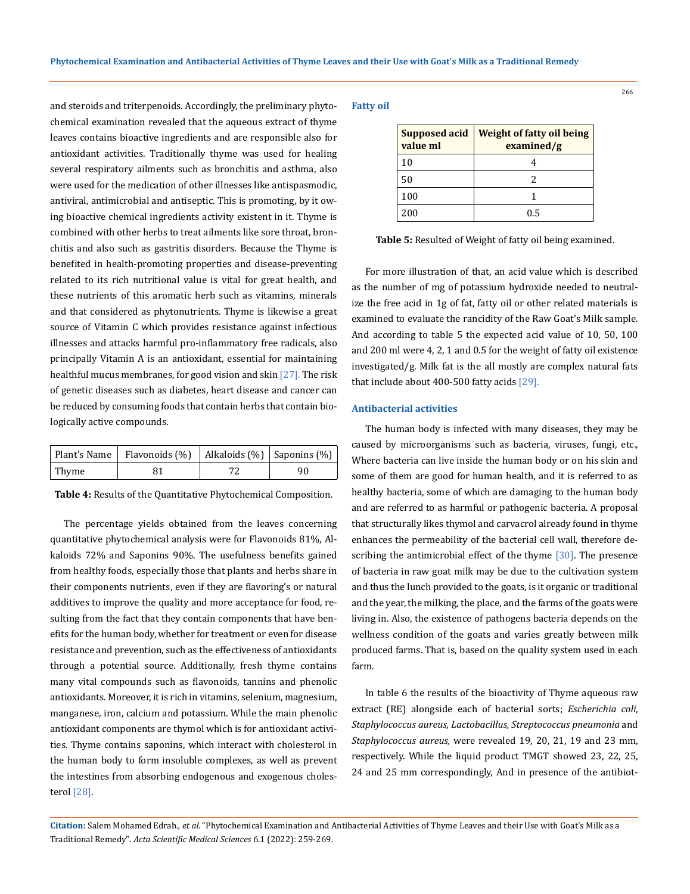and steroids and triterpenoids. Accordingly, the preliminary phytochemical examination revealed that the aqueous extract of thyme leaves contains bioactive ingredients and are responsible also for antioxidant activities. Traditionally thyme was used for healing several respiratory ailments such as bronchitis and asthma, also were used for the medication of other illnesses like antispasmodic, antiviral, antimicrobial and antiseptic. This is promoting, by it owing bioactive chemical ingredients activity existent in it. Thyme is combined with other herbs to treat ailments like sore throat, bronchitis and also such as gastritis disorders. Because the Thyme is benefited in health-promoting properties and disease-preventing related to its rich nutritional value is vital for great health, and these nutrients of this aromatic herb such as vitamins, minerals and that considered as phytonutrients. Thyme is likewise a great source of Vitamin C which provides resistance against infectious illnesses and attacks harmful pro-inflammatory free radicals, also principally Vitamin A is an antioxidant, essential for maintaining healthful mucus membranes, for good vision and skin [27]. The risk of genetic diseases such as diabetes, heart disease and cancer can be reduced by consuming foods that contain herbs that contain biologically active compounds.

| Plant's Name | Flavonoids (%) | Alkaloids (%) | Saponins (%) |
|---|---|---|---|
| Thyme | 81 | 72 | 90 |

**Table 4:** Results of the Quantitative Phytochemical Composition.

The percentage yields obtained from the leaves concerning quantitative phytochemical analysis were for Flavonoids 81%, Alkaloids 72% and Saponins 90%. The usefulness benefits gained from healthy foods, especially those that plants and herbs share in their components nutrients, even if they are flavoring's or natural additives to improve the quality and more acceptance for food, resulting from the fact that they contain components that have benefits for the human body, whether for treatment or even for disease resistance and prevention, such as the effectiveness of antioxidants through a potential source. Additionally, fresh thyme contains many vital compounds such as flavonoids, tannins and phenolic antioxidants. Moreover, it is rich in vitamins, selenium, magnesium, manganese, iron, calcium and potassium. While the main phenolic antioxidant components are thymol which is for antioxidant activities. Thyme contains saponins, which interact with cholesterol in the human body to form insoluble complexes, as well as prevent the intestines from absorbing endogenous and exogenous cholesterol [28].

### Fatty oil

| Supposed acid value ml | Weight of fatty oil being examined/g |
|---|---|
| 10 | 4 |
| 50 | 2 |
| 100 | 1 |
| 200 | 0.5 |

**Table 5:** Resulted of Weight of fatty oil being examined.

For more illustration of that, an acid value which is described as the number of mg of potassium hydroxide needed to neutralize the free acid in 1g of fat, fatty oil or other related materials is examined to evaluate the rancidity of the Raw Goat's Milk sample. And according to table 5 the expected acid value of 10, 50, 100 and 200 ml were 4, 2, 1 and 0.5 for the weight of fatty oil existence investigated/g. Milk fat is the all mostly are complex natural fats that include about 400-500 fatty acids [29].

### Antibacterial activities

The human body is infected with many diseases, they may be caused by microorganisms such as bacteria, viruses, fungi, etc., Where bacteria can live inside the human body or on his skin and some of them are good for human health, and it is referred to as healthy bacteria, some of which are damaging to the human body and are referred to as harmful or pathogenic bacteria. A proposal that structurally likes thymol and carvacrol already found in thyme enhances the permeability of the bacterial cell wall, therefore describing the antimicrobial effect of the thyme [30]. The presence of bacteria in raw goat milk may be due to the cultivation system and thus the lunch provided to the goats, is it organic or traditional and the year, the milking, the place, and the farms of the goats were living in. Also, the existence of pathogens bacteria depends on the wellness condition of the goats and varies greatly between milk produced farms. That is, based on the quality system used in each farm.

In table 6 the results of the bioactivity of Thyme aqueous raw extract (RE) alongside each of bacterial sorts; *Escherichia coli*, *Staphylococcus aureus, Lactobacillus, Streptococcus pneumonia* and *Staphylococcus aureus,* were revealed 19, 20, 21, 19 and 23 mm, respectively. While the liquid product TMGT showed 23, 22, 25, 24 and 25 mm correspondingly, And in presence of the antibiot-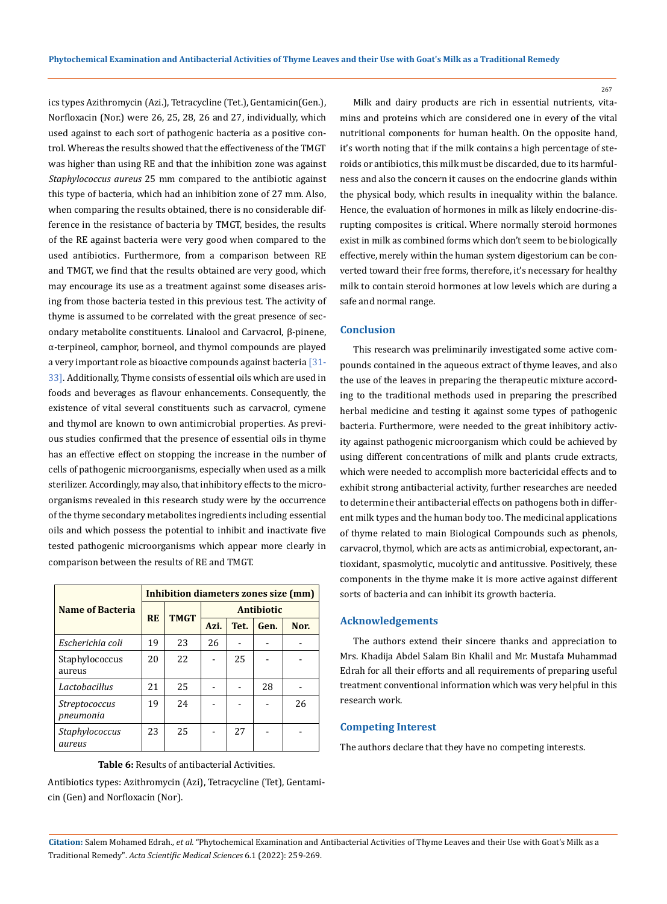ics types Azithromycin (Azi.), Tetracycline (Tet.), Gentamicin(Gen.), Norfloxacin (Nor.) were 26, 25, 28, 26 and 27, individually, which used against to each sort of pathogenic bacteria as a positive control. Whereas the results showed that the effectiveness of the TMGT was higher than using RE and that the inhibition zone was against *Staphylococcus aureus* 25 mm compared to the antibiotic against this type of bacteria, which had an inhibition zone of 27 mm. Also, when comparing the results obtained, there is no considerable difference in the resistance of bacteria by TMGT, besides, the results of the RE against bacteria were very good when compared to the used antibiotics. Furthermore, from a comparison between RE and TMGT, we find that the results obtained are very good, which may encourage its use as a treatment against some diseases arising from those bacteria tested in this previous test. The activity of thyme is assumed to be correlated with the great presence of secondary metabolite constituents. Linalool and Carvacrol, β-pinene, α-terpineol, camphor, borneol, and thymol compounds are played a very important role as bioactive compounds against bacteria [31-33]. Additionally, Thyme consists of essential oils which are used in foods and beverages as flavour enhancements. Consequently, the existence of vital several constituents such as carvacrol, cymene and thymol are known to own antimicrobial properties. As previous studies confirmed that the presence of essential oils in thyme has an effective effect on stopping the increase in the number of cells of pathogenic microorganisms, especially when used as a milk sterilizer. Accordingly, may also, that inhibitory effects to the microorganisms revealed in this research study were by the occurrence of the thyme secondary metabolites ingredients including essential oils and which possess the potential to inhibit and inactivate five tested pathogenic microorganisms which appear more clearly in comparison between the results of RE and TMGT.

| Name of Bacteria | Inhibition diameters zones size (mm) | | | | | |
|---|---|---|---|---|---|---|
| | RE | TMGT | Antibiotic | | | |
| | | | Azi. | Tet. | Gen. | Nor. |
| *Escherichia coli* | 19 | 23 | 26 | - | - | - |
| Staphylococcus aureus | 20 | 22 | - | 25 | - | - |
| *Lactobacillus* | 21 | 25 | - | - | 28 | - |
| *Streptococcus pneumonia* | 19 | 24 | - | - | - | 26 |
| *Staphylococcus aureus* | 23 | 25 | - | 27 | - | - |

**Table 6:** Results of antibacterial Activities.

Antibiotics types: Azithromycin (Azi), Tetracycline (Tet), Gentamicin (Gen) and Norfloxacin (Nor).

Milk and dairy products are rich in essential nutrients, vitamins and proteins which are considered one in every of the vital nutritional components for human health. On the opposite hand, it's worth noting that if the milk contains a high percentage of steroids or antibiotics, this milk must be discarded, due to its harmfulness and also the concern it causes on the endocrine glands within the physical body, which results in inequality within the balance. Hence, the evaluation of hormones in milk as likely endocrine-disrupting composites is critical. Where normally steroid hormones exist in milk as combined forms which don't seem to be biologically effective, merely within the human system digestorium can be converted toward their free forms, therefore, it's necessary for healthy milk to contain steroid hormones at low levels which are during a safe and normal range.

## Conclusion

This research was preliminarily investigated some active compounds contained in the aqueous extract of thyme leaves, and also the use of the leaves in preparing the therapeutic mixture according to the traditional methods used in preparing the prescribed herbal medicine and testing it against some types of pathogenic bacteria. Furthermore, were needed to the great inhibitory activity against pathogenic microorganism which could be achieved by using different concentrations of milk and plants crude extracts, which were needed to accomplish more bactericidal effects and to exhibit strong antibacterial activity, further researches are needed to determine their antibacterial effects on pathogens both in different milk types and the human body too. The medicinal applications of thyme related to main Biological Compounds such as phenols, carvacrol, thymol, which are acts as antimicrobial, expectorant, antioxidant, spasmolytic, mucolytic and antitussive. Positively, these components in the thyme make it is more active against different sorts of bacteria and can inhibit its growth bacteria.

## Acknowledgements

The authors extend their sincere thanks and appreciation to Mrs. Khadija Abdel Salam Bin Khalil and Mr. Mustafa Muhammad Edrah for all their efforts and all requirements of preparing useful treatment conventional information which was very helpful in this research work.

## Competing Interest

The authors declare that they have no competing interests.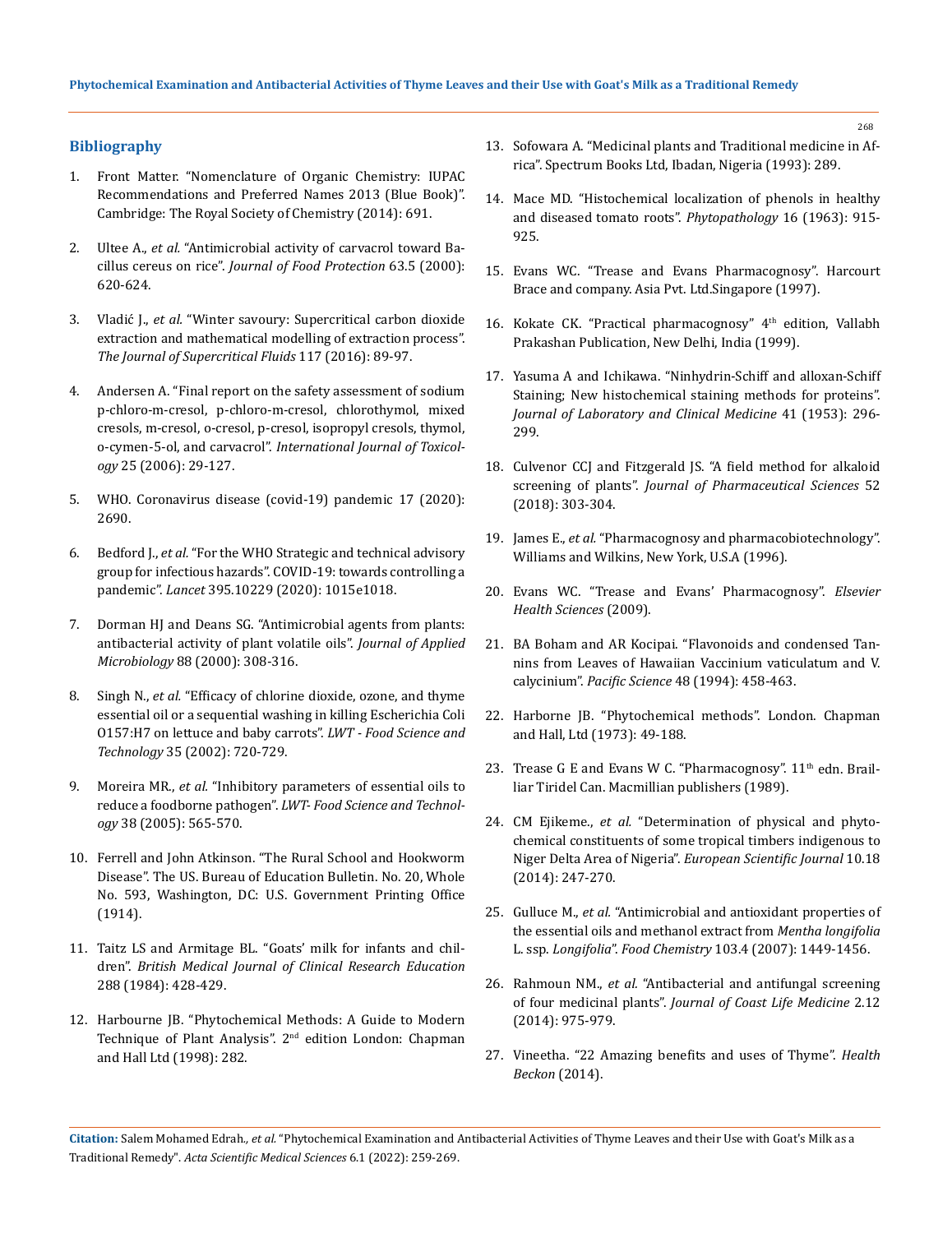## Bibliography

1. Front Matter. "Nomenclature of Organic Chemistry: IUPAC Recommendations and Preferred Names 2013 (Blue Book)". Cambridge: The Royal Society of Chemistry (2014): 691.
2. Ultee A., *et al.* "Antimicrobial activity of carvacrol toward Bacillus cereus on rice". *Journal of Food Protection* 63.5 (2000): 620-624.
3. Vladić J., *et al.* "Winter savoury: Supercritical carbon dioxide extraction and mathematical modelling of extraction process". *The Journal of Supercritical Fluids* 117 (2016): 89-97.
4. Andersen A. "Final report on the safety assessment of sodium p-chloro-m-cresol, p-chloro-m-cresol, chlorothymol, mixed cresols, m-cresol, o-cresol, p-cresol, isopropyl cresols, thymol, o-cymen-5-ol, and carvacrol". *International Journal of Toxicology* 25 (2006): 29-127.
5. WHO. Coronavirus disease (covid-19) pandemic 17 (2020): 2690.
6. Bedford J., *et al.* "For the WHO Strategic and technical advisory group for infectious hazards". COVID-19: towards controlling a pandemic". *Lancet* 395.10229 (2020): 1015e1018.
7. Dorman HJ and Deans SG. "Antimicrobial agents from plants: antibacterial activity of plant volatile oils". *Journal of Applied Microbiology* 88 (2000): 308-316.
8. Singh N., *et al.* "Efficacy of chlorine dioxide, ozone, and thyme essential oil or a sequential washing in killing Escherichia Coli O157:H7 on lettuce and baby carrots". *LWT - Food Science and Technology* 35 (2002): 720-729.
9. Moreira MR., *et al.* "Inhibitory parameters of essential oils to reduce a foodborne pathogen". *LWT- Food Science and Technology* 38 (2005): 565-570.
10. Ferrell and John Atkinson. "The Rural School and Hookworm Disease". The US. Bureau of Education Bulletin. No. 20, Whole No. 593, Washington, DC: U.S. Government Printing Office (1914).
11. Taitz LS and Armitage BL. "Goats' milk for infants and children". *British Medical Journal of Clinical Research Education* 288 (1984): 428-429.
12. Harbourne JB. "Phytochemical Methods: A Guide to Modern Technique of Plant Analysis". 2nd edition London: Chapman and Hall Ltd (1998): 282.
13. Sofowara A. "Medicinal plants and Traditional medicine in Africa". Spectrum Books Ltd, Ibadan, Nigeria (1993): 289.
14. Mace MD. "Histochemical localization of phenols in healthy and diseased tomato roots". *Phytopathology* 16 (1963): 915-925.
15. Evans WC. "Trease and Evans Pharmacognosy". Harcourt Brace and company. Asia Pvt. Ltd.Singapore (1997).
16. Kokate CK. "Practical pharmacognosy" 4th edition, Vallabh Prakashan Publication, New Delhi, India (1999).
17. Yasuma A and Ichikawa. "Ninhydrin-Schiff and alloxan-Schiff Staining; New histochemical staining methods for proteins". *Journal of Laboratory and Clinical Medicine* 41 (1953): 296-299.
18. Culvenor CCJ and Fitzgerald JS. "A field method for alkaloid screening of plants". *Journal of Pharmaceutical Sciences* 52 (2018): 303-304.
19. James E., *et al.* "Pharmacognosy and pharmacobiotechnology". Williams and Wilkins, New York, U.S.A (1996).
20. Evans WC. "Trease and Evans' Pharmacognosy". *Elsevier Health Sciences* (2009).
21. BA Boham and AR Kocipai. "Flavonoids and condensed Tannins from Leaves of Hawaiian Vaccinium vaticulatum and V. calycinium". *Pacific Science* 48 (1994): 458-463.
22. Harborne JB. "Phytochemical methods". London. Chapman and Hall, Ltd (1973): 49-188.
23. Trease G E and Evans W C. "Pharmacognosy". 11th edn. Brailliar Tiridel Can. Macmillian publishers (1989).
24. CM Ejikeme., *et al.* "Determination of physical and phytochemical constituents of some tropical timbers indigenous to Niger Delta Area of Nigeria". *European Scientific Journal* 10.18 (2014): 247-270.
25. Gulluce M., *et al.* "Antimicrobial and antioxidant properties of the essential oils and methanol extract from *Mentha longifolia* L. ssp. *Longifolia*". *Food Chemistry* 103.4 (2007): 1449-1456.
26. Rahmoun NM., *et al.* "Antibacterial and antifungal screening of four medicinal plants". *Journal of Coast Life Medicine* 2.12 (2014): 975-979.
27. Vineetha. "22 Amazing benefits and uses of Thyme". *Health Beckon* (2014).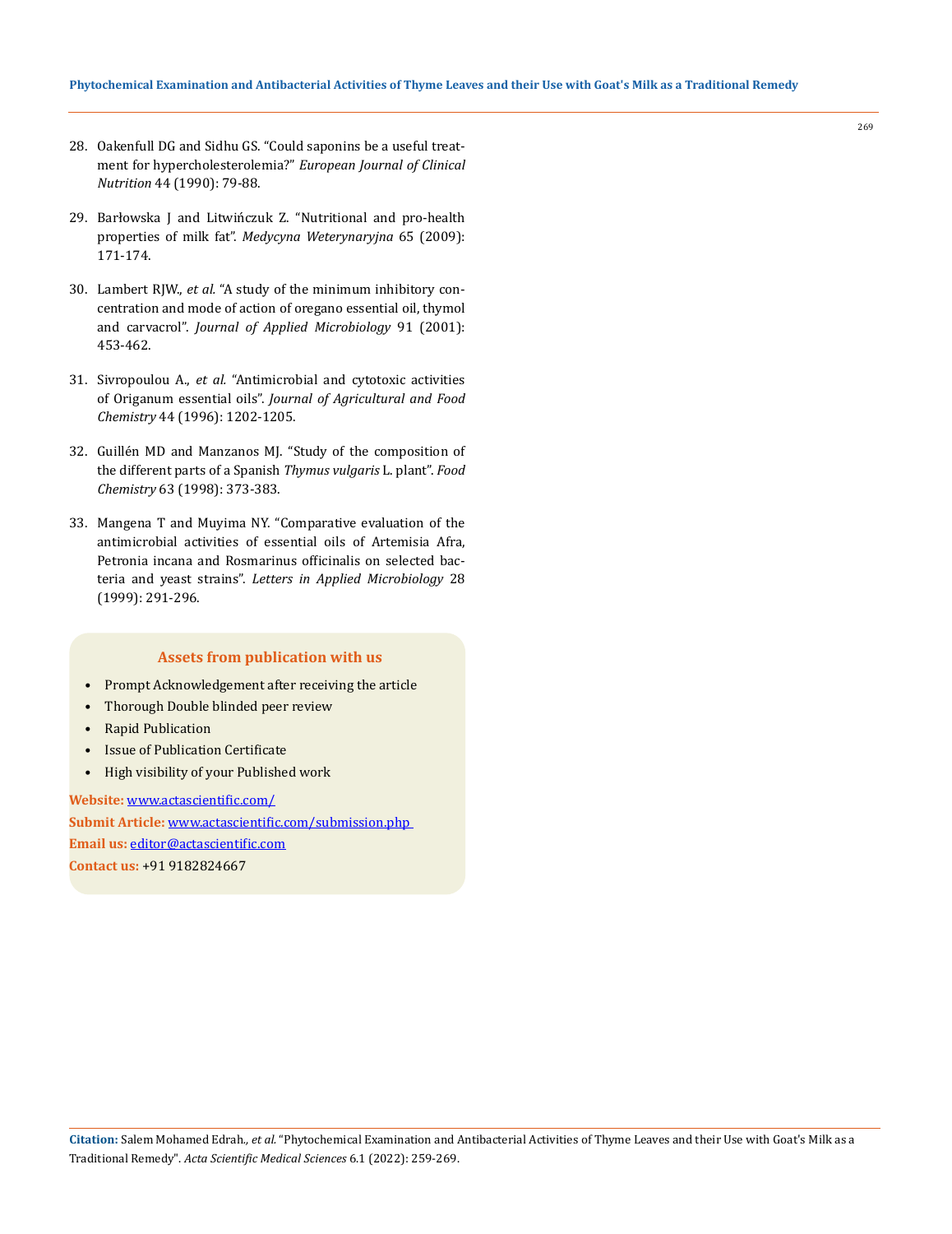28. Oakenfull DG and Sidhu GS. "Could saponins be a useful treatment for hypercholesterolemia?" *European Journal of Clinical Nutrition* 44 (1990): 79-88.

29. Barłowska J and Litwińczuk Z. "Nutritional and pro-health properties of milk fat". *Medycyna Weterynaryjna* 65 (2009): 171-174.

30. Lambert RJW., *et al.* "A study of the minimum inhibitory concentration and mode of action of oregano essential oil, thymol and carvacrol". *Journal of Applied Microbiology* 91 (2001): 453-462.

31. Sivropoulou A., *et al.* "Antimicrobial and cytotoxic activities of Origanum essential oils". *Journal of Agricultural and Food Chemistry* 44 (1996): 1202-1205.

32. Guillén MD and Manzanos MJ. "Study of the composition of the different parts of a Spanish *Thymus vulgaris* L. plant". *Food Chemistry* 63 (1998): 373-383.

33. Mangena T and Muyima NY. "Comparative evaluation of the antimicrobial activities of essential oils of Artemisia Afra, Petronia incana and Rosmarinus officinalis on selected bacteria and yeast strains". *Letters in Applied Microbiology* 28 (1999): 291-296.

**Assets from publication with us**

- Prompt Acknowledgement after receiving the article
- Thorough Double blinded peer review
- Rapid Publication
- Issue of Publication Certificate
- High visibility of your Published work

**Website:** www.actascientific.com/

**Submit Article:** www.actascientific.com/submission.php

**Email us:** editor@actascientific.com

**Contact us:** +91 9182824667